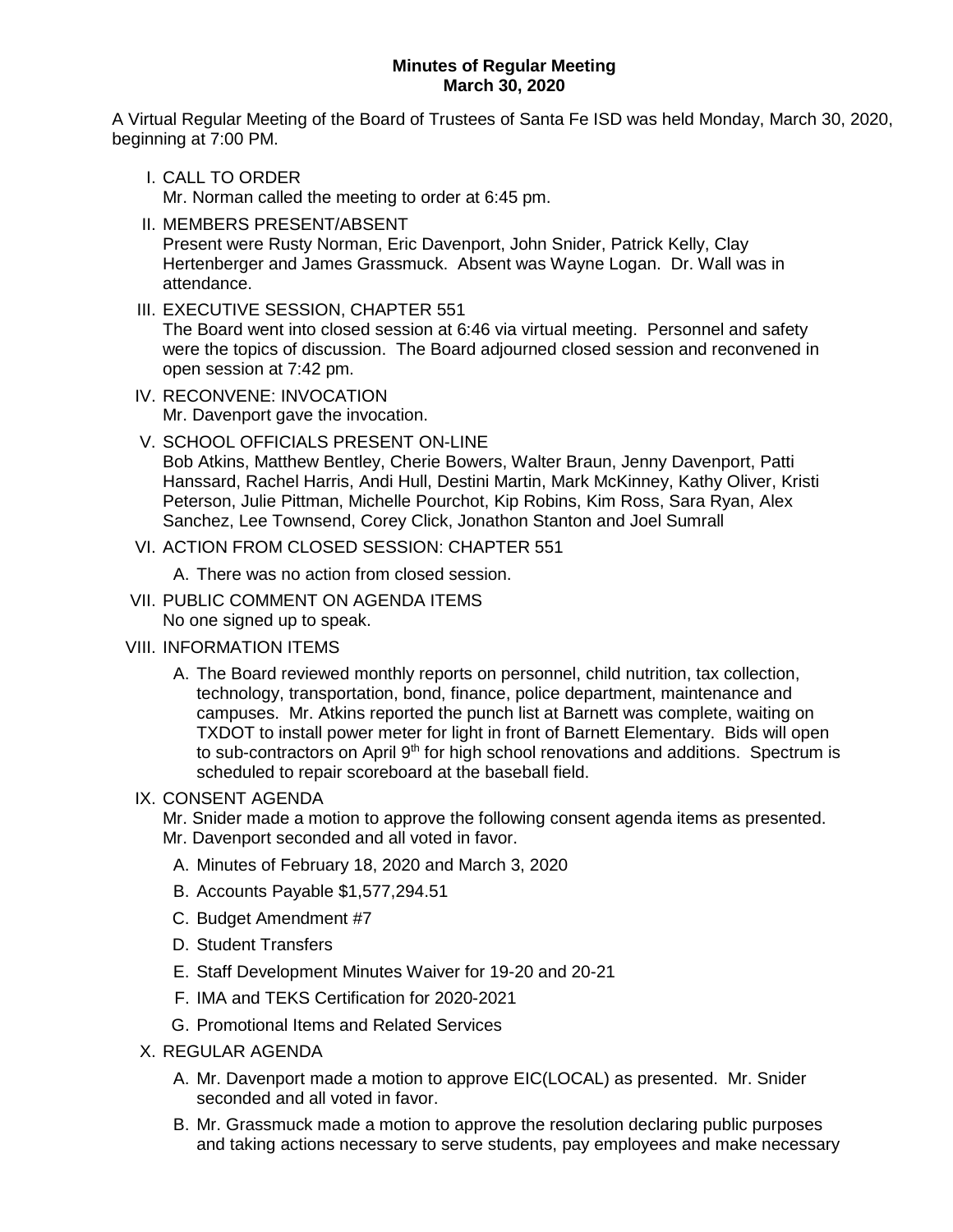**Minutes of Regular Meeting**
**March 30, 2020**

A Virtual Regular Meeting of the Board of Trustees of Santa Fe ISD was held Monday, March 30, 2020, beginning at 7:00 PM.

I. CALL TO ORDER
   Mr. Norman called the meeting to order at 6:45 pm.

II. MEMBERS PRESENT/ABSENT
   Present were Rusty Norman, Eric Davenport, John Snider, Patrick Kelly, Clay Hertenberger and James Grassmuck. Absent was Wayne Logan. Dr. Wall was in attendance.

III. EXECUTIVE SESSION, CHAPTER 551
   The Board went into closed session at 6:46 via virtual meeting. Personnel and safety were the topics of discussion. The Board adjourned closed session and reconvened in open session at 7:42 pm.

IV. RECONVENE: INVOCATION
   Mr. Davenport gave the invocation.

V. SCHOOL OFFICIALS PRESENT ON-LINE
   Bob Atkins, Matthew Bentley, Cherie Bowers, Walter Braun, Jenny Davenport, Patti Hanssard, Rachel Harris, Andi Hull, Destini Martin, Mark McKinney, Kathy Oliver, Kristi Peterson, Julie Pittman, Michelle Pourchot, Kip Robins, Kim Ross, Sara Ryan, Alex Sanchez, Lee Townsend, Corey Click, Jonathon Stanton and Joel Sumrall

VI. ACTION FROM CLOSED SESSION: CHAPTER 551
   A. There was no action from closed session.

VII. PUBLIC COMMENT ON AGENDA ITEMS
   No one signed up to speak.

VIII. INFORMATION ITEMS
   A. The Board reviewed monthly reports on personnel, child nutrition, tax collection, technology, transportation, bond, finance, police department, maintenance and campuses. Mr. Atkins reported the punch list at Barnett was complete, waiting on TXDOT to install power meter for light in front of Barnett Elementary. Bids will open to sub-contractors on April 9th for high school renovations and additions. Spectrum is scheduled to repair scoreboard at the baseball field.

IX. CONSENT AGENDA
   Mr. Snider made a motion to approve the following consent agenda items as presented. Mr. Davenport seconded and all voted in favor.
   A. Minutes of February 18, 2020 and March 3, 2020
   B. Accounts Payable $1,577,294.51
   C. Budget Amendment #7
   D. Student Transfers
   E. Staff Development Minutes Waiver for 19-20 and 20-21
   F. IMA and TEKS Certification for 2020-2021
   G. Promotional Items and Related Services

X. REGULAR AGENDA
   A. Mr. Davenport made a motion to approve EIC(LOCAL) as presented. Mr. Snider seconded and all voted in favor.
   B. Mr. Grassmuck made a motion to approve the resolution declaring public purposes and taking actions necessary to serve students, pay employees and make necessary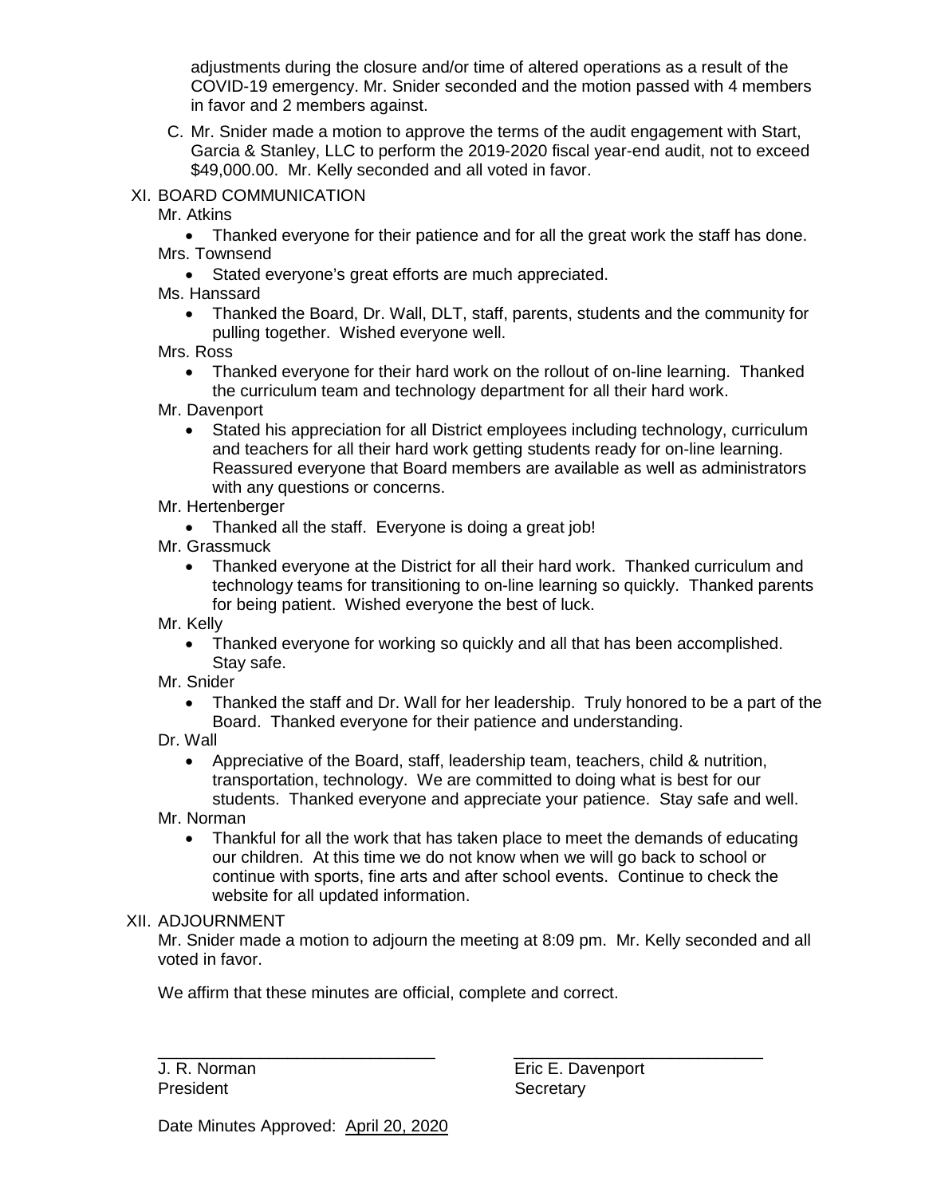adjustments during the closure and/or time of altered operations as a result of the COVID-19 emergency. Mr. Snider seconded and the motion passed with 4 members in favor and 2 members against.

C. Mr. Snider made a motion to approve the terms of the audit engagement with Start, Garcia & Stanley, LLC to perform the 2019-2020 fiscal year-end audit, not to exceed $49,000.00. Mr. Kelly seconded and all voted in favor.

XI. BOARD COMMUNICATION

Mr. Atkins

- Thanked everyone for their patience and for all the great work the staff has done.

Mrs. Townsend

- Stated everyone's great efforts are much appreciated.

Ms. Hanssard

- Thanked the Board, Dr. Wall, DLT, staff, parents, students and the community for pulling together. Wished everyone well.

Mrs. Ross

- Thanked everyone for their hard work on the rollout of on-line learning. Thanked the curriculum team and technology department for all their hard work.

Mr. Davenport

- Stated his appreciation for all District employees including technology, curriculum and teachers for all their hard work getting students ready for on-line learning. Reassured everyone that Board members are available as well as administrators with any questions or concerns.

Mr. Hertenberger

- Thanked all the staff. Everyone is doing a great job!

Mr. Grassmuck

- Thanked everyone at the District for all their hard work. Thanked curriculum and technology teams for transitioning to on-line learning so quickly. Thanked parents for being patient. Wished everyone the best of luck.

Mr. Kelly

- Thanked everyone for working so quickly and all that has been accomplished. Stay safe.

Mr. Snider

- Thanked the staff and Dr. Wall for her leadership. Truly honored to be a part of the Board. Thanked everyone for their patience and understanding.

Dr. Wall

- Appreciative of the Board, staff, leadership team, teachers, child & nutrition, transportation, technology. We are committed to doing what is best for our students. Thanked everyone and appreciate your patience. Stay safe and well.

Mr. Norman

- Thankful for all the work that has taken place to meet the demands of educating our children. At this time we do not know when we will go back to school or continue with sports, fine arts and after school events. Continue to check the website for all updated information.

XII. ADJOURNMENT

Mr. Snider made a motion to adjourn the meeting at 8:09 pm. Mr. Kelly seconded and all voted in favor.

We affirm that these minutes are official, complete and correct.

| | |
|---|---|
| \_\_\_\_\_\_\_\_\_\_\_\_\_\_\_\_\_\_\_\_\_\_\_\_\_\_\_\_ | \_\_\_\_\_\_\_\_\_\_\_\_\_\_\_\_\_\_\_\_\_\_\_\_\_\_\_\_ |
| J. R. Norman | Eric E. Davenport |
| President | Secretary |

Date Minutes Approved: April 20, 2020